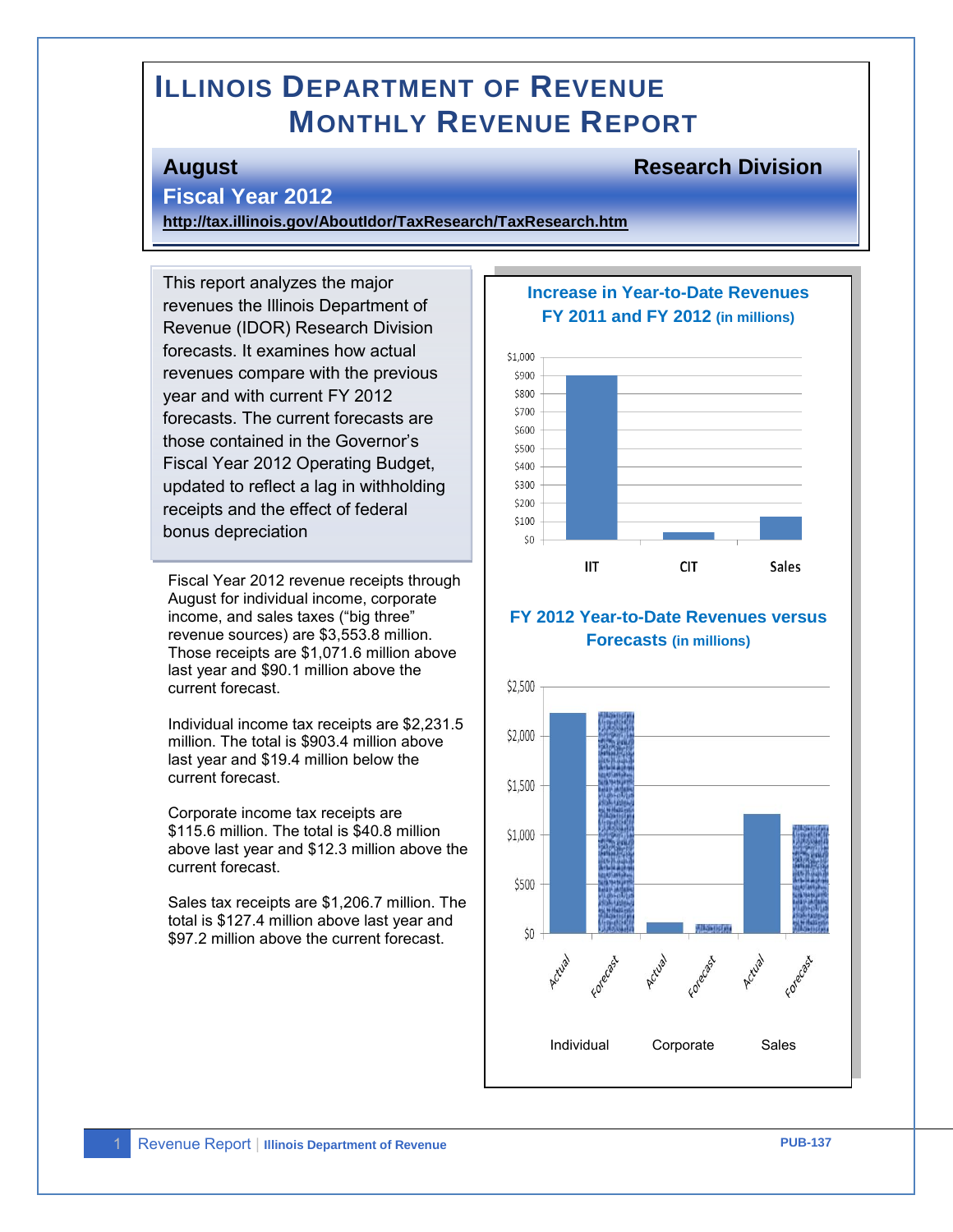# ILLINOIS DEPARTMENT OF REVENUE MONTHLY REVENUE REPORT

**August** **Research Division**

**Fiscal Year 2012**

**http://tax.illinois.gov/AboutIdor/TaxResearch/TaxResearch.htm**

This report analyzes the major revenues the Illinois Department of Revenue (IDOR) Research Division forecasts. It examines how actual revenues compare with the previous year and with current FY 2012 forecasts. The current forecasts are those contained in the Governor's Fiscal Year 2012 Operating Budget, updated to reflect a lag in withholding receipts and the effect of federal bonus depreciation

Fiscal Year 2012 revenue receipts through August for individual income, corporate income, and sales taxes ("big three" revenue sources) are $3,553.8 million. Those receipts are $1,071.6 million above last year and $90.1 million above the current forecast.

Individual income tax receipts are $2,231.5 million. The total is $903.4 million above last year and $19.4 million below the current forecast.

Corporate income tax receipts are $115.6 million. The total is $40.8 million above last year and $12.3 million above the current forecast.

Sales tax receipts are $1,206.7 million. The total is $127.4 million above last year and $97.2 million above the current forecast.

**Increase in Year-to-Date Revenues FY 2011 and FY 2012 (in millions)**

**FY 2012 Year-to-Date Revenues versus Forecasts (in millions)**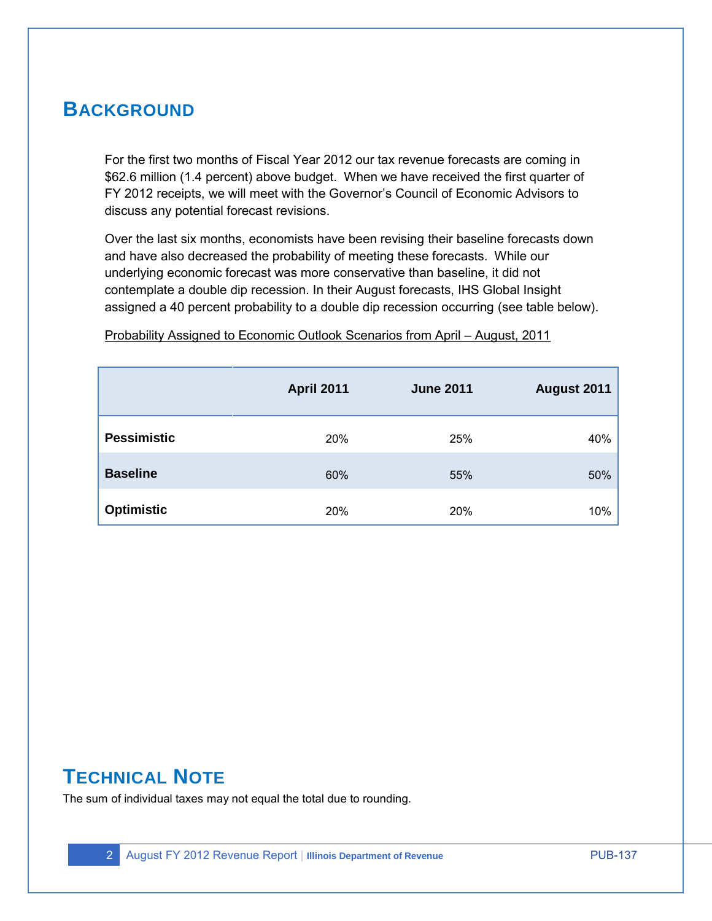## Background

For the first two months of Fiscal Year 2012 our tax revenue forecasts are coming in $62.6 million (1.4 percent) above budget. When we have received the first quarter of FY 2012 receipts, we will meet with the Governor's Council of Economic Advisors to discuss any potential forecast revisions.

Over the last six months, economists have been revising their baseline forecasts down and have also decreased the probability of meeting these forecasts. While our underlying economic forecast was more conservative than baseline, it did not contemplate a double dip recession. In their August forecasts, IHS Global Insight assigned a 40 percent probability to a double dip recession occurring (see table below).

Probability Assigned to Economic Outlook Scenarios from April – August, 2011

| | April 2011 | June 2011 | August 2011 |
|---|---|---|---|
| **Pessimistic** | 20% | 25% | 40% |
| **Baseline** | 60% | 55% | 50% |
| **Optimistic** | 20% | 20% | 10% |

## Technical Note

The sum of individual taxes may not equal the total due to rounding.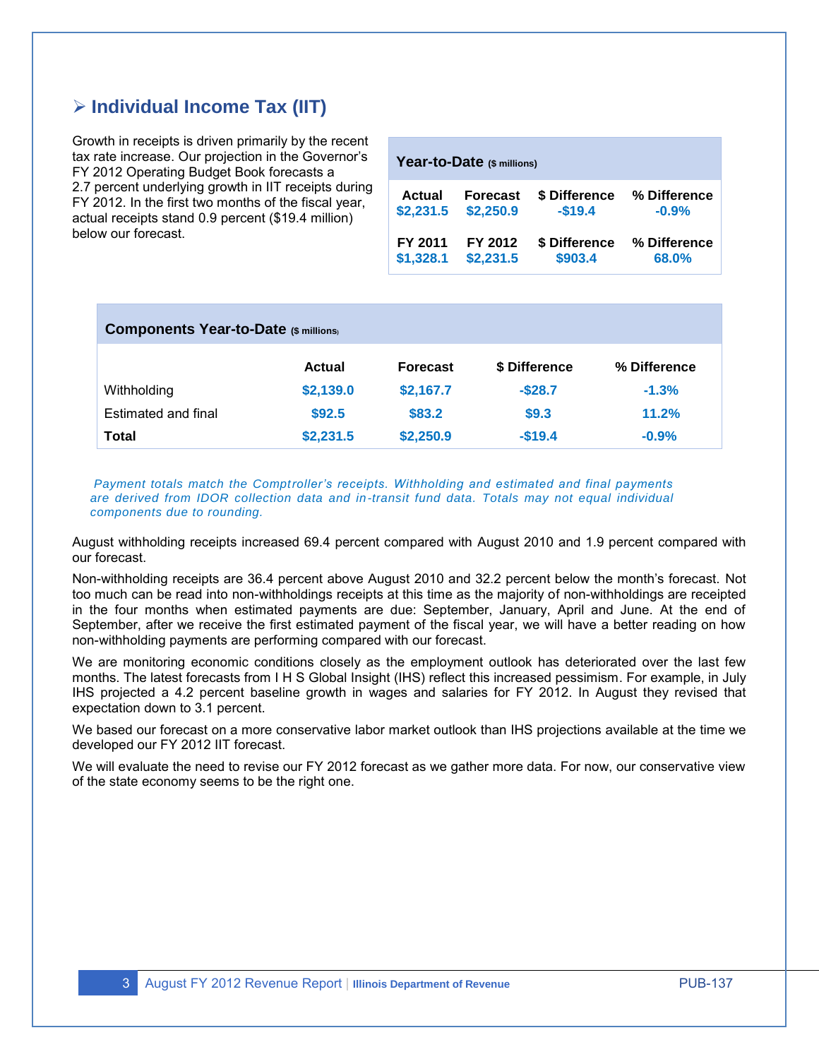## ➢ Individual Income Tax (IIT)

Growth in receipts is driven primarily by the recent tax rate increase. Our projection in the Governor's FY 2012 Operating Budget Book forecasts a 2.7 percent underlying growth in IIT receipts during FY 2012. In the first two months of the fiscal year, actual receipts stand 0.9 percent ($19.4 million) below our forecast.

**Year-to-Date** ($ millions)

| Actual | Forecast | $ Difference | % Difference |
|---|---|---|---|
| $2,231.5 | $2,250.9 | -$19.4 | -0.9% |
| **FY 2011** | **FY 2012** | **$ Difference** | **% Difference** |
| $1,328.1 | $2,231.5 | $903.4 | 68.0% |

**Components Year-to-Date** ($ millions)

| | Actual | Forecast | $ Difference | % Difference |
|---|---|---|---|---|
| Withholding | $2,139.0 | $2,167.7 | -$28.7 | -1.3% |
| Estimated and final | $92.5 | $83.2 | $9.3 | 11.2% |
| **Total** | $2,231.5 | $2,250.9 | -$19.4 | -0.9% |

*Payment totals match the Comptroller's receipts. Withholding and estimated and final payments are derived from IDOR collection data and in-transit fund data. Totals may not equal individual components due to rounding.*

August withholding receipts increased 69.4 percent compared with August 2010 and 1.9 percent compared with our forecast.

Non-withholding receipts are 36.4 percent above August 2010 and 32.2 percent below the month's forecast. Not too much can be read into non-withholdings receipts at this time as the majority of non-withholdings are receipted in the four months when estimated payments are due: September, January, April and June. At the end of September, after we receive the first estimated payment of the fiscal year, we will have a better reading on how non-withholding payments are performing compared with our forecast.

We are monitoring economic conditions closely as the employment outlook has deteriorated over the last few months. The latest forecasts from I H S Global Insight (IHS) reflect this increased pessimism. For example, in July IHS projected a 4.2 percent baseline growth in wages and salaries for FY 2012. In August they revised that expectation down to 3.1 percent.

We based our forecast on a more conservative labor market outlook than IHS projections available at the time we developed our FY 2012 IIT forecast.

We will evaluate the need to revise our FY 2012 forecast as we gather more data. For now, our conservative view of the state economy seems to be the right one.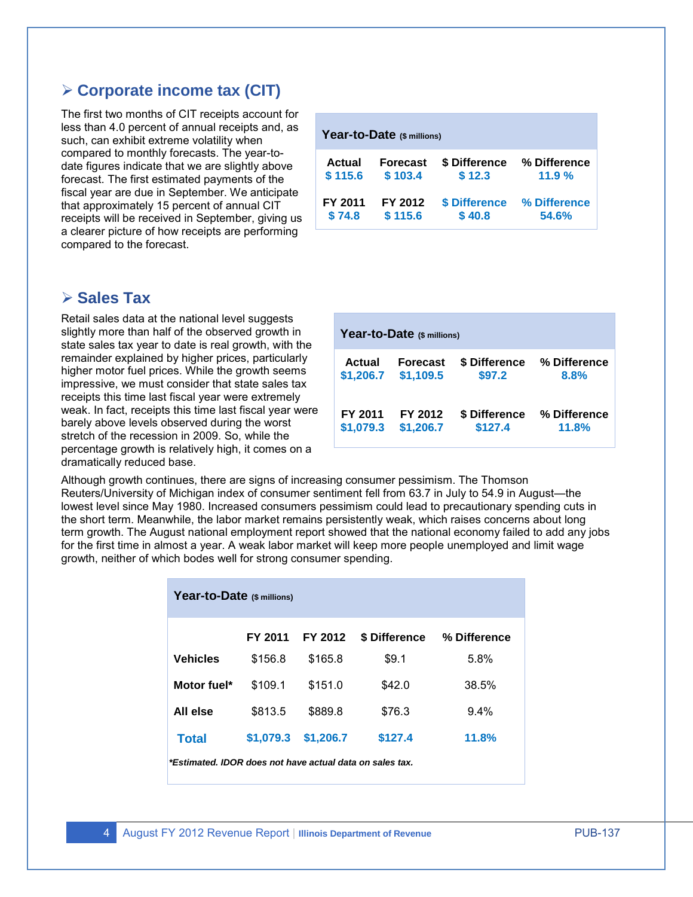## ➢ Corporate income tax (CIT)

The first two months of CIT receipts account for less than 4.0 percent of annual receipts and, as such, can exhibit extreme volatility when compared to monthly forecasts. The year-to-date figures indicate that we are slightly above forecast. The first estimated payments of the fiscal year are due in September. We anticipate that approximately 15 percent of annual CIT receipts will be received in September, giving us a clearer picture of how receipts are performing compared to the forecast.

**Year-to-Date** ($ millions)

| Actual | Forecast | $ Difference | % Difference |
|---|---|---|---|
| $ 115.6 | $ 103.4 | $ 12.3 | 11.9 % |
| **FY 2011** | **FY 2012** | **$ Difference** | **% Difference** |
| $ 74.8 | $ 115.6 | $ 40.8 | 54.6% |

## ➢ Sales Tax

Retail sales data at the national level suggests slightly more than half of the observed growth in state sales tax year to date is real growth, with the remainder explained by higher prices, particularly higher motor fuel prices. While the growth seems impressive, we must consider that state sales tax receipts this time last fiscal year were extremely weak. In fact, receipts this time last fiscal year were barely above levels observed during the worst stretch of the recession in 2009. So, while the percentage growth is relatively high, it comes on a dramatically reduced base.

**Year-to-Date** ($ millions)

| Actual | Forecast | $ Difference | % Difference |
|---|---|---|---|
| $1,206.7 | $1,109.5 | $97.2 | 8.8% |
| **FY 2011** | **FY 2012** | **$ Difference** | **% Difference** |
| $1,079.3 | $1,206.7 | $127.4 | 11.8% |

Although growth continues, there are signs of increasing consumer pessimism. The Thomson Reuters/University of Michigan index of consumer sentiment fell from 63.7 in July to 54.9 in August—the lowest level since May 1980. Increased consumers pessimism could lead to precautionary spending cuts in the short term. Meanwhile, the labor market remains persistently weak, which raises concerns about long term growth. The August national employment report showed that the national economy failed to add any jobs for the first time in almost a year. A weak labor market will keep more people unemployed and limit wage growth, neither of which bodes well for strong consumer spending.

**Year-to-Date** ($ millions)

| | FY 2011 | FY 2012 | $ Difference | % Difference |
|---|---|---|---|---|
| **Vehicles** | $156.8 | $165.8 | $9.1 | 5.8% |
| **Motor fuel*** | $109.1 | $151.0 | $42.0 | 38.5% |
| **All else** | $813.5 | $889.8 | $76.3 | 9.4% |
| **Total** | **$1,079.3** | **$1,206.7** | **$127.4** | **11.8%** |

***Estimated. IDOR does not have actual data on sales tax.***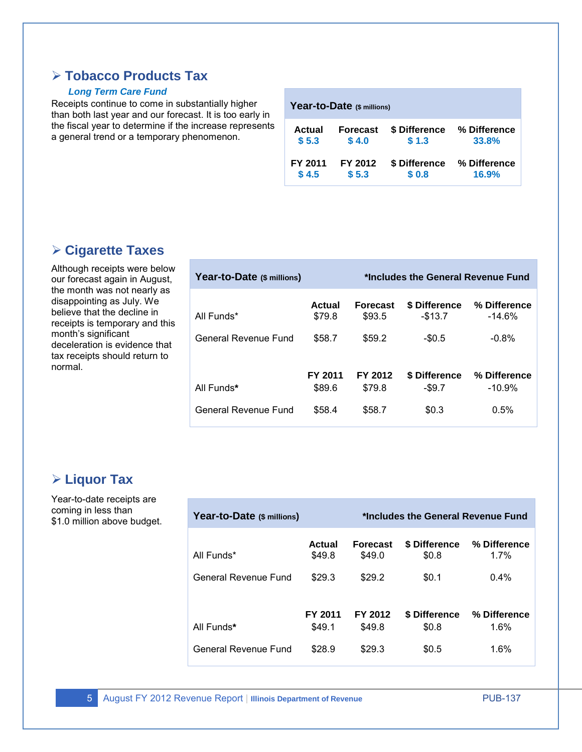## ➢ Tobacco Products Tax

*Long Term Care Fund*

Receipts continue to come in substantially higher than both last year and our forecast. It is too early in the fiscal year to determine if the increase represents a general trend or a temporary phenomenon.

| Year-to-Date ($ millions) | | | |
|---|---|---|---|
| **Actual** | **Forecast** | **$ Difference** | **% Difference** |
| $ 5.3 | $ 4.0 | $ 1.3 | 33.8% |
| **FY 2011** | **FY 2012** | **$ Difference** | **% Difference** |
| $ 4.5 | $ 5.3 | $ 0.8 | 16.9% |

## ➢ Cigarette Taxes

Although receipts were below our forecast again in August, the month was not nearly as disappointing as July. We believe that the decline in receipts is temporary and this month's significant deceleration is evidence that tax receipts should return to normal.

**Year-to-Date ($ millions)** — *Includes the General Revenue Fund

| | **Actual** | **Forecast** | **$ Difference** | **% Difference** |
|---|---|---|---|---|
| All Funds* | $79.8 | $93.5 | -$13.7 | -14.6% |
| General Revenue Fund | $58.7 | $59.2 | -$0.5 | -0.8% |
| | **FY 2011** | **FY 2012** | **$ Difference** | **% Difference** |
| All Funds* | $89.6 | $79.8 | -$9.7 | -10.9% |
| General Revenue Fund | $58.4 | $58.7 | $0.3 | 0.5% |

## ➢ Liquor Tax

Year-to-date receipts are coming in less than $1.0 million above budget.

**Year-to-Date ($ millions)** — *Includes the General Revenue Fund

| | **Actual** | **Forecast** | **$ Difference** | **% Difference** |
|---|---|---|---|---|
| All Funds* | $49.8 | $49.0 | $0.8 | 1.7% |
| General Revenue Fund | $29.3 | $29.2 | $0.1 | 0.4% |
| | **FY 2011** | **FY 2012** | **$ Difference** | **% Difference** |
| All Funds* | $49.1 | $49.8 | $0.8 | 1.6% |
| General Revenue Fund | $28.9 | $29.3 | $0.5 | 1.6% |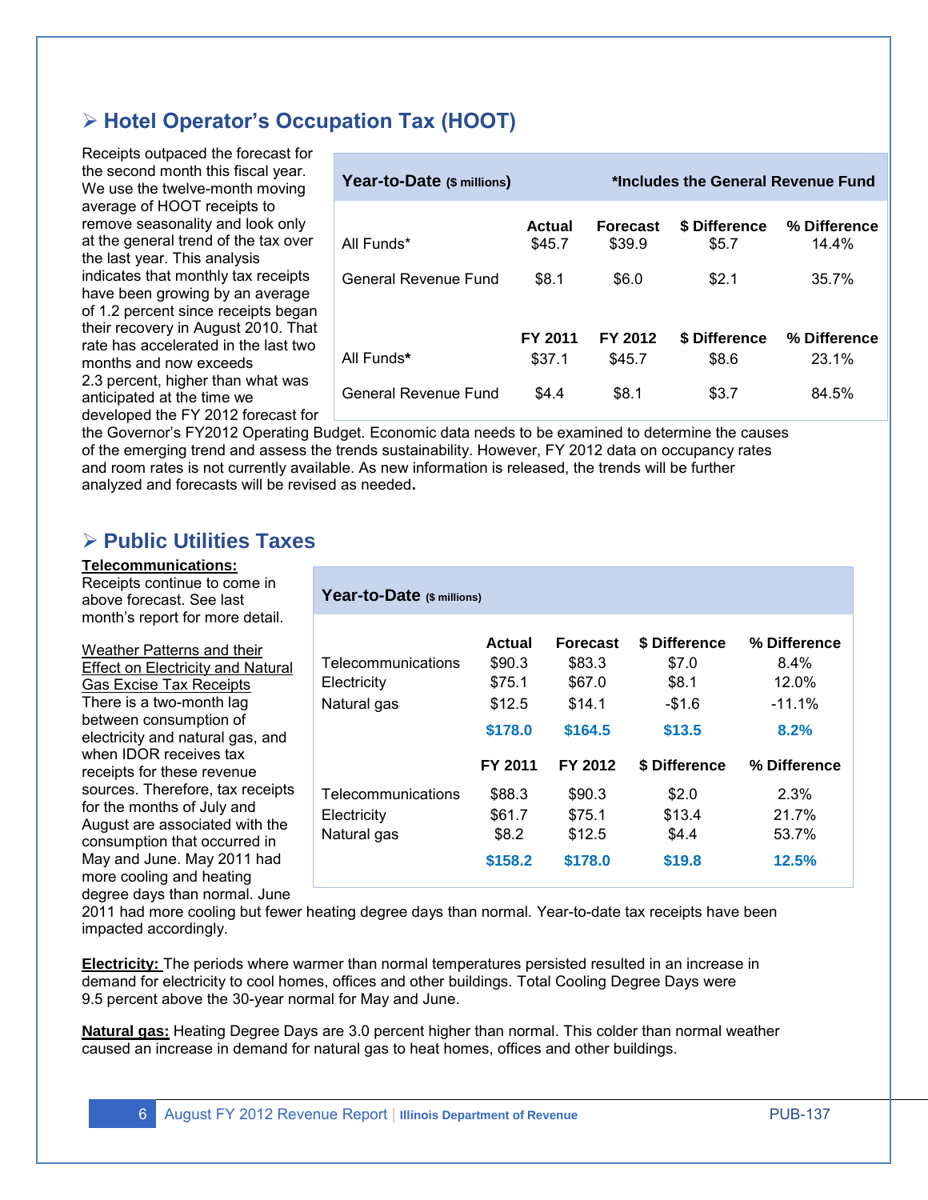## ➢ Hotel Operator's Occupation Tax (HOOT)

Receipts outpaced the forecast for the second month this fiscal year. We use the twelve-month moving average of HOOT receipts to remove seasonality and look only at the general trend of the tax over the last year. This analysis indicates that monthly tax receipts have been growing by an average of 1.2 percent since receipts began their recovery in August 2010. That rate has accelerated in the last two months and now exceeds 2.3 percent, higher than what was anticipated at the time we developed the FY 2012 forecast for the Governor's FY2012 Operating Budget. Economic data needs to be examined to determine the causes of the emerging trend and assess the trends sustainability. However, FY 2012 data on occupancy rates and room rates is not currently available. As new information is released, the trends will be further analyzed and forecasts will be revised as needed**.**

**Year-to-Date** ($ millions) — *Includes the General Revenue Fund

| | Actual | Forecast | $ Difference | % Difference |
|---|---|---|---|---|
| All Funds* | $45.7 | $39.9 | $5.7 | 14.4% |
| General Revenue Fund | $8.1 | $6.0 | $2.1 | 35.7% |
| | **FY 2011** | **FY 2012** | **$ Difference** | **% Difference** |
| All Funds* | $37.1 | $45.7 | $8.6 | 23.1% |
| General Revenue Fund | $4.4 | $8.1 | $3.7 | 84.5% |

## ➢ Public Utilities Taxes

**Telecommunications:**
Receipts continue to come in above forecast. See last month's report for more detail.

Weather Patterns and their Effect on Electricity and Natural Gas Excise Tax Receipts
There is a two-month lag between consumption of electricity and natural gas, and when IDOR receives tax receipts for these revenue sources. Therefore, tax receipts for the months of July and August are associated with the consumption that occurred in May and June. May 2011 had more cooling and heating degree days than normal. June 2011 had more cooling but fewer heating degree days than normal. Year-to-date tax receipts have been impacted accordingly.

**Year-to-Date** ($ millions)

| | Actual | Forecast | $ Difference | % Difference |
|---|---|---|---|---|
| Telecommunications | $90.3 | $83.3 | $7.0 | 8.4% |
| Electricity | $75.1 | $67.0 | $8.1 | 12.0% |
| Natural gas | $12.5 | $14.1 | -$1.6 | -11.1% |
| | **$178.0** | **$164.5** | **$13.5** | **8.2%** |
| | **FY 2011** | **FY 2012** | **$ Difference** | **% Difference** |
| Telecommunications | $88.3 | $90.3 | $2.0 | 2.3% |
| Electricity | $61.7 | $75.1 | $13.4 | 21.7% |
| Natural gas | $8.2 | $12.5 | $4.4 | 53.7% |
| | **$158.2** | **$178.0** | **$19.8** | **12.5%** |

**Electricity:** The periods where warmer than normal temperatures persisted resulted in an increase in demand for electricity to cool homes, offices and other buildings. Total Cooling Degree Days were 9.5 percent above the 30-year normal for May and June.

**Natural gas:** Heating Degree Days are 3.0 percent higher than normal. This colder than normal weather caused an increase in demand for natural gas to heat homes, offices and other buildings.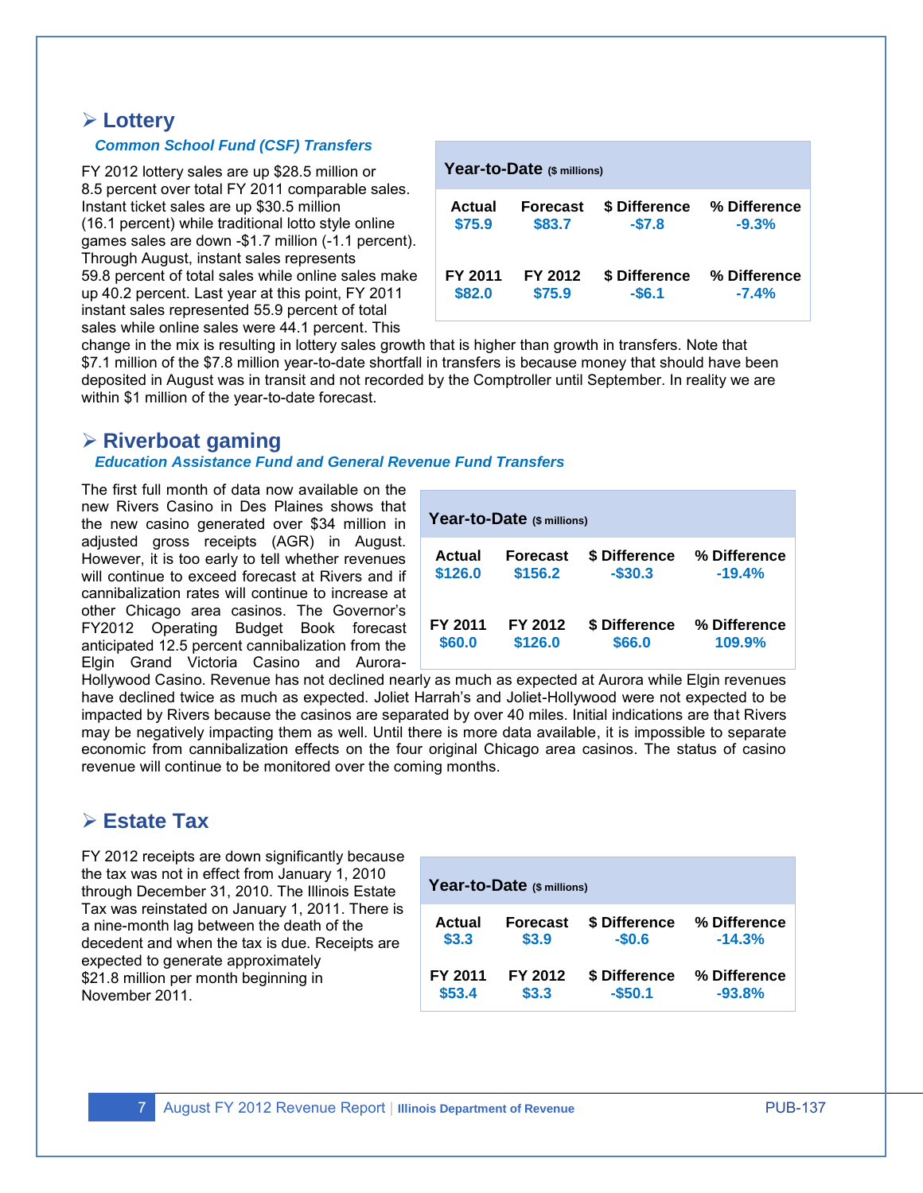## Lottery

### *Common School Fund (CSF) Transfers*

| Year-to-Date ($ millions) | | | |
|---|---|---|---|
| **Actual** | **Forecast** | **$ Difference** | **% Difference** |
| $75.9 | $83.7 | -$7.8 | -9.3% |
| **FY 2011** | **FY 2012** | **$ Difference** | **% Difference** |
| $82.0 | $75.9 | -$6.1 | -7.4% |

FY 2012 lottery sales are up $28.5 million or 8.5 percent over total FY 2011 comparable sales. Instant ticket sales are up $30.5 million (16.1 percent) while traditional lotto style online games sales are down -$1.7 million (-1.1 percent). Through August, instant sales represents 59.8 percent of total sales while online sales make up 40.2 percent. Last year at this point, FY 2011 instant sales represented 55.9 percent of total sales while online sales were 44.1 percent. This change in the mix is resulting in lottery sales growth that is higher than growth in transfers. Note that $7.1 million of the $7.8 million year-to-date shortfall in transfers is because money that should have been deposited in August was in transit and not recorded by the Comptroller until September. In reality we are within $1 million of the year-to-date forecast.

## Riverboat gaming

### *Education Assistance Fund and General Revenue Fund Transfers*

| Year-to-Date ($ millions) | | | |
|---|---|---|---|
| **Actual** | **Forecast** | **$ Difference** | **% Difference** |
| $126.0 | $156.2 | -$30.3 | -19.4% |
| **FY 2011** | **FY 2012** | **$ Difference** | **% Difference** |
| $60.0 | $126.0 | $66.0 | 109.9% |

The first full month of data now available on the new Rivers Casino in Des Plaines shows that the new casino generated over $34 million in adjusted gross receipts (AGR) in August. However, it is too early to tell whether revenues will continue to exceed forecast at Rivers and if cannibalization rates will continue to increase at other Chicago area casinos. The Governor's FY2012 Operating Budget Book forecast anticipated 12.5 percent cannibalization from the Elgin Grand Victoria Casino and Aurora-Hollywood Casino. Revenue has not declined nearly as much as expected at Aurora while Elgin revenues have declined twice as much as expected. Joliet Harrah's and Joliet-Hollywood were not expected to be impacted by Rivers because the casinos are separated by over 40 miles. Initial indications are that Rivers may be negatively impacting them as well. Until there is more data available, it is impossible to separate economic from cannibalization effects on the four original Chicago area casinos. The status of casino revenue will continue to be monitored over the coming months.

## Estate Tax

| Year-to-Date ($ millions) | | | |
|---|---|---|---|
| **Actual** | **Forecast** | **$ Difference** | **% Difference** |
| $3.3 | $3.9 | -$0.6 | -14.3% |
| **FY 2011** | **FY 2012** | **$ Difference** | **% Difference** |
| $53.4 | $3.3 | -$50.1 | -93.8% |

FY 2012 receipts are down significantly because the tax was not in effect from January 1, 2010 through December 31, 2010. The Illinois Estate Tax was reinstated on January 1, 2011. There is a nine-month lag between the death of the decedent and when the tax is due. Receipts are expected to generate approximately $21.8 million per month beginning in November 2011.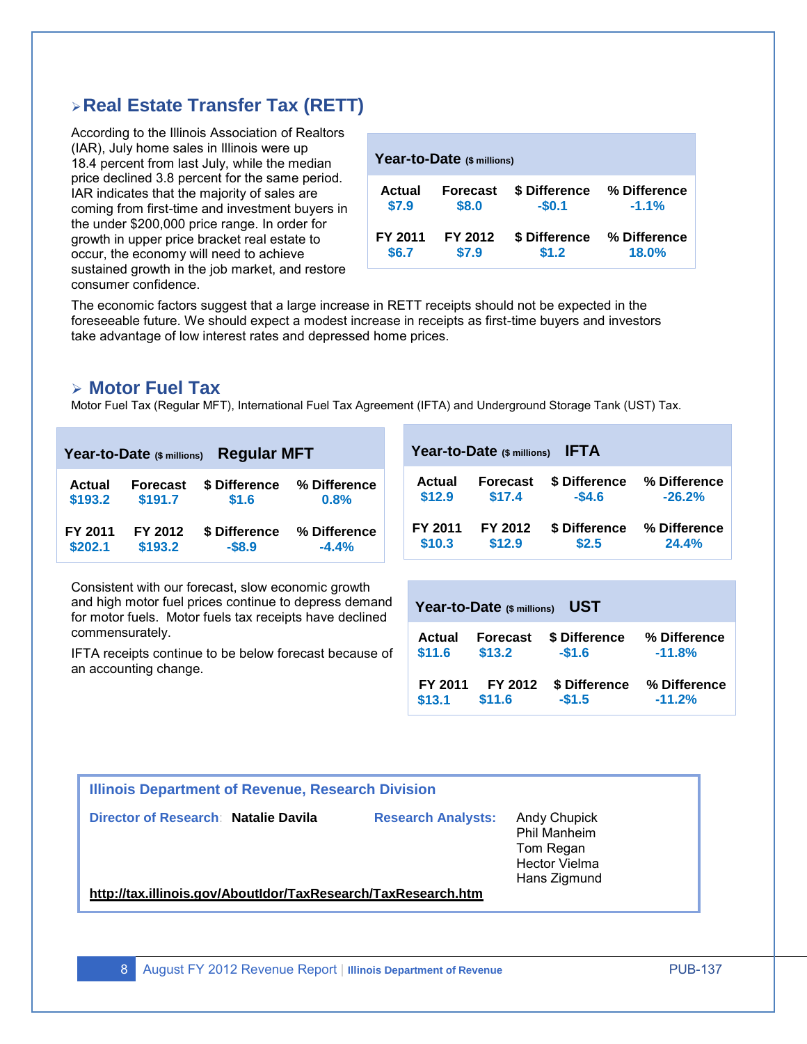## Real Estate Transfer Tax (RETT)

According to the Illinois Association of Realtors (IAR), July home sales in Illinois were up 18.4 percent from last July, while the median price declined 3.8 percent for the same period. IAR indicates that the majority of sales are coming from first-time and investment buyers in the under $200,000 price range. In order for growth in upper price bracket real estate to occur, the economy will need to achieve sustained growth in the job market, and restore consumer confidence.

| Year-to-Date ($ millions) | | | |
|---|---|---|---|
| **Actual** | **Forecast** | **$ Difference** | **% Difference** |
| $7.9 | $8.0 | -$0.1 | -1.1% |
| **FY 2011** | **FY 2012** | **$ Difference** | **% Difference** |
| $6.7 | $7.9 | $1.2 | 18.0% |

The economic factors suggest that a large increase in RETT receipts should not be expected in the foreseeable future. We should expect a modest increase in receipts as first-time buyers and investors take advantage of low interest rates and depressed home prices.

## Motor Fuel Tax

Motor Fuel Tax (Regular MFT), International Fuel Tax Agreement (IFTA) and Underground Storage Tank (UST) Tax.

| Year-to-Date ($ millions) Regular MFT | | | |
|---|---|---|---|
| **Actual** | **Forecast** | **$ Difference** | **% Difference** |
| $193.2 | $191.7 | $1.6 | 0.8% |
| **FY 2011** | **FY 2012** | **$ Difference** | **% Difference** |
| $202.1 | $193.2 | -$8.9 | -4.4% |

| Year-to-Date ($ millions) IFTA | | | |
|---|---|---|---|
| **Actual** | **Forecast** | **$ Difference** | **% Difference** |
| $12.9 | $17.4 | -$4.6 | -26.2% |
| **FY 2011** | **FY 2012** | **$ Difference** | **% Difference** |
| $10.3 | $12.9 | $2.5 | 24.4% |

Consistent with our forecast, slow economic growth and high motor fuel prices continue to depress demand for motor fuels. Motor fuels tax receipts have declined commensurately.

IFTA receipts continue to be below forecast because of an accounting change.

| Year-to-Date ($ millions) UST | | | |
|---|---|---|---|
| **Actual** | **Forecast** | **$ Difference** | **% Difference** |
| $11.6 | $13.2 | -$1.6 | -11.8% |
| **FY 2011** | **FY 2012** | **$ Difference** | **% Difference** |
| $13.1 | $11.6 | -$1.5 | -11.2% |

**Illinois Department of Revenue, Research Division**

**Director of Research:** Natalie Davila

**Research Analysts:** Andy Chupick, Phil Manheim, Tom Regan, Hector Vielma, Hans Zigmund

http://tax.illinois.gov/AboutIdor/TaxResearch/TaxResearch.htm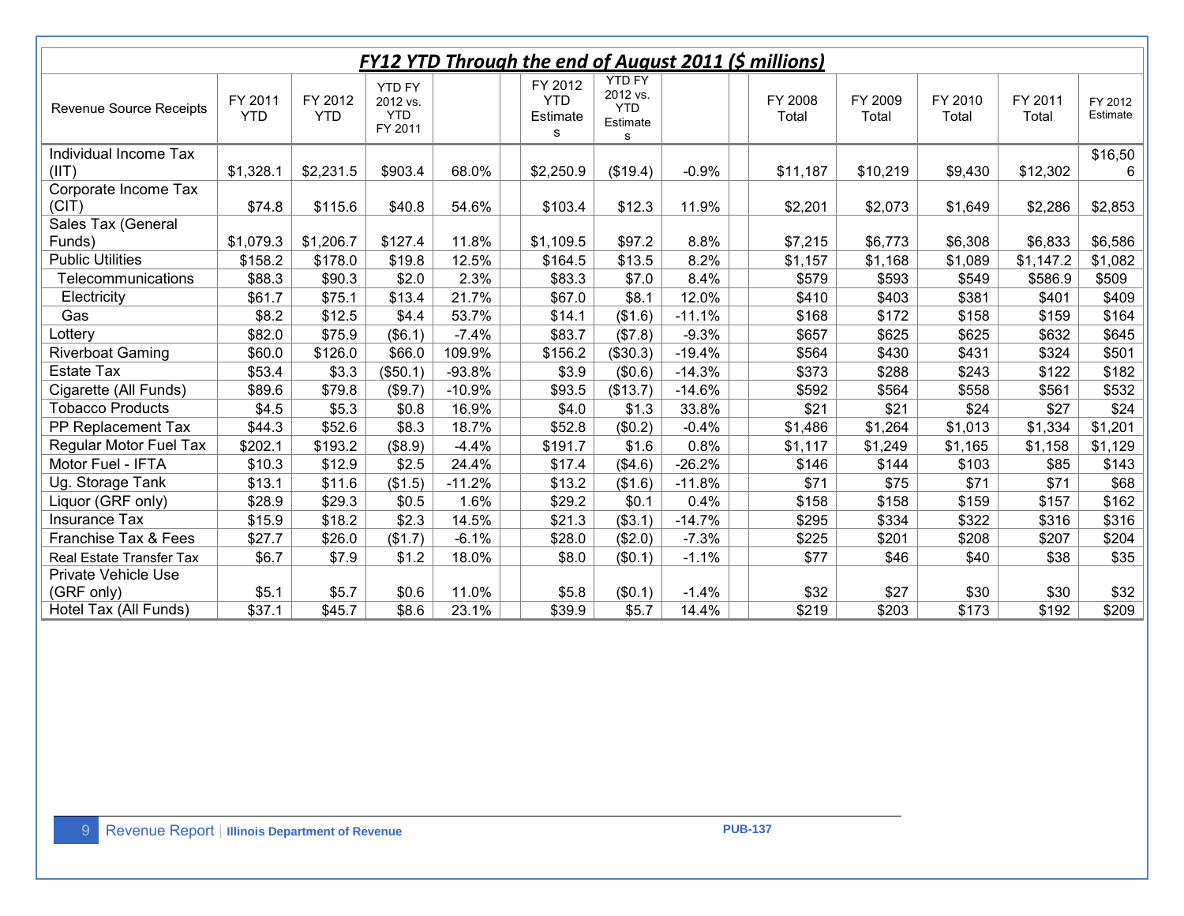## *FY12 YTD Through the end of August 2011 ($ millions)*

| Revenue Source Receipts | FY 2011 YTD | FY 2012 YTD | YTD FY 2012 vs. YTD FY 2011 | | | FY 2012 YTD Estimates | YTD FY 2012 vs. YTD Estimates | | | FY 2008 Total | FY 2009 Total | FY 2010 Total | FY 2011 Total | FY 2012 Estimate |
|---|---|---|---|---|---|---|---|---|---|---|---|---|---|---|
| Individual Income Tax (IIT) | $1,328.1 | $2,231.5 | $903.4 | 68.0% | | $2,250.9 | ($19.4) | -0.9% | | $11,187 | $10,219 | $9,430 | $12,302 | $16,506 |
| Corporate Income Tax (CIT) | $74.8 | $115.6 | $40.8 | 54.6% | | $103.4 | $12.3 | 11.9% | | $2,201 | $2,073 | $1,649 | $2,286 | $2,853 |
| Sales Tax (General Funds) | $1,079.3 | $1,206.7 | $127.4 | 11.8% | | $1,109.5 | $97.2 | 8.8% | | $7,215 | $6,773 | $6,308 | $6,833 | $6,586 |
| Public Utilities | $158.2 | $178.0 | $19.8 | 12.5% | | $164.5 | $13.5 | 8.2% | | $1,157 | $1,168 | $1,089 | $1,147.2 | $1,082 |
| Telecommunications | $88.3 | $90.3 | $2.0 | 2.3% | | $83.3 | $7.0 | 8.4% | | $579 | $593 | $549 | $586.9 | $509 |
| Electricity | $61.7 | $75.1 | $13.4 | 21.7% | | $67.0 | $8.1 | 12.0% | | $410 | $403 | $381 | $401 | $409 |
| Gas | $8.2 | $12.5 | $4.4 | 53.7% | | $14.1 | ($1.6) | -11.1% | | $168 | $172 | $158 | $159 | $164 |
| Lottery | $82.0 | $75.9 | ($6.1) | -7.4% | | $83.7 | ($7.8) | -9.3% | | $657 | $625 | $625 | $632 | $645 |
| Riverboat Gaming | $60.0 | $126.0 | $66.0 | 109.9% | | $156.2 | ($30.3) | -19.4% | | $564 | $430 | $431 | $324 | $501 |
| Estate Tax | $53.4 | $3.3 | ($50.1) | -93.8% | | $3.9 | ($0.6) | -14.3% | | $373 | $288 | $243 | $122 | $182 |
| Cigarette (All Funds) | $89.6 | $79.8 | ($9.7) | -10.9% | | $93.5 | ($13.7) | -14.6% | | $592 | $564 | $558 | $561 | $532 |
| Tobacco Products | $4.5 | $5.3 | $0.8 | 16.9% | | $4.0 | $1.3 | 33.8% | | $21 | $21 | $24 | $27 | $24 |
| PP Replacement Tax | $44.3 | $52.6 | $8.3 | 18.7% | | $52.8 | ($0.2) | -0.4% | | $1,486 | $1,264 | $1,013 | $1,334 | $1,201 |
| Regular Motor Fuel Tax | $202.1 | $193.2 | ($8.9) | -4.4% | | $191.7 | $1.6 | 0.8% | | $1,117 | $1,249 | $1,165 | $1,158 | $1,129 |
| Motor Fuel - IFTA | $10.3 | $12.9 | $2.5 | 24.4% | | $17.4 | ($4.6) | -26.2% | | $146 | $144 | $103 | $85 | $143 |
| Ug. Storage Tank | $13.1 | $11.6 | ($1.5) | -11.2% | | $13.2 | ($1.6) | -11.8% | | $71 | $75 | $71 | $71 | $68 |
| Liquor (GRF only) | $28.9 | $29.3 | $0.5 | 1.6% | | $29.2 | $0.1 | 0.4% | | $158 | $158 | $159 | $157 | $162 |
| Insurance Tax | $15.9 | $18.2 | $2.3 | 14.5% | | $21.3 | ($3.1) | -14.7% | | $295 | $334 | $322 | $316 | $316 |
| Franchise Tax & Fees | $27.7 | $26.0 | ($1.7) | -6.1% | | $28.0 | ($2.0) | -7.3% | | $225 | $201 | $208 | $207 | $204 |
| Real Estate Transfer Tax | $6.7 | $7.9 | $1.2 | 18.0% | | $8.0 | ($0.1) | -1.1% | | $77 | $46 | $40 | $38 | $35 |
| Private Vehicle Use (GRF only) | $5.1 | $5.7 | $0.6 | 11.0% | | $5.8 | ($0.1) | -1.4% | | $32 | $27 | $30 | $30 | $32 |
| Hotel Tax (All Funds) | $37.1 | $45.7 | $8.6 | 23.1% | | $39.9 | $5.7 | 14.4% | | $219 | $203 | $173 | $192 | $209 |